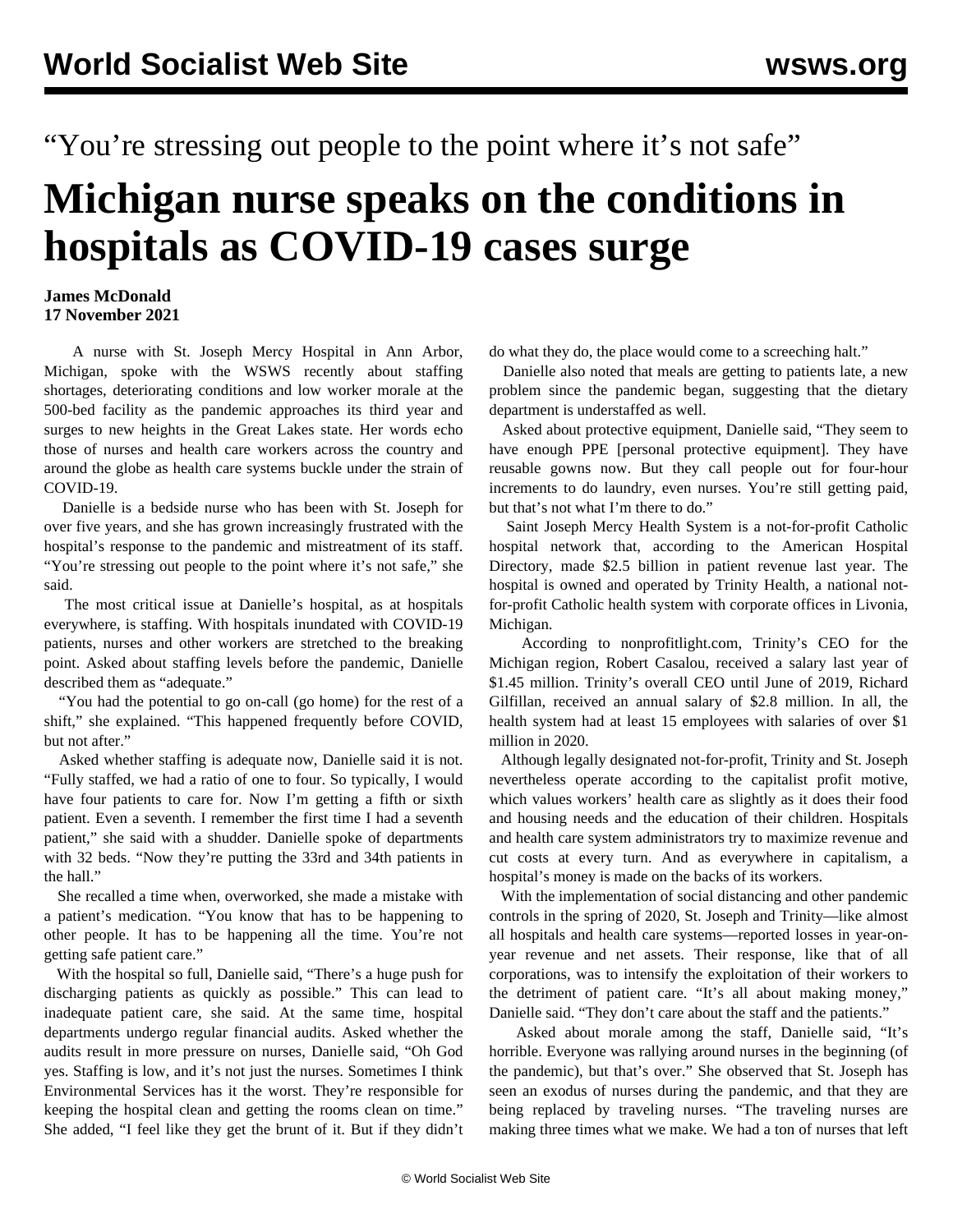“You’re stressing out people to the point where it’s not safe”

# Michigan nurse speaks on the conditions in hospitals as COVID-19 cases surge

**James McDonald**
**17 November 2021**

A nurse with St. Joseph Mercy Hospital in Ann Arbor, Michigan, spoke with the WSWS recently about staffing shortages, deteriorating conditions and low worker morale at the 500-bed facility as the pandemic approaches its third year and surges to new heights in the Great Lakes state. Her words echo those of nurses and health care workers across the country and around the globe as health care systems buckle under the strain of COVID-19.

Danielle is a bedside nurse who has been with St. Joseph for over five years, and she has grown increasingly frustrated with the hospital’s response to the pandemic and mistreatment of its staff. “You’re stressing out people to the point where it’s not safe,” she said.

The most critical issue at Danielle’s hospital, as at hospitals everywhere, is staffing. With hospitals inundated with COVID-19 patients, nurses and other workers are stretched to the breaking point. Asked about staffing levels before the pandemic, Danielle described them as “adequate.”

“You had the potential to go on-call (go home) for the rest of a shift,” she explained. “This happened frequently before COVID, but not after.”

Asked whether staffing is adequate now, Danielle said it is not. “Fully staffed, we had a ratio of one to four. So typically, I would have four patients to care for. Now I’m getting a fifth or sixth patient. Even a seventh. I remember the first time I had a seventh patient,” she said with a shudder. Danielle spoke of departments with 32 beds. “Now they’re putting the 33rd and 34th patients in the hall.”

She recalled a time when, overworked, she made a mistake with a patient’s medication. “You know that has to be happening to other people. It has to be happening all the time. You’re not getting safe patient care.”

With the hospital so full, Danielle said, “There’s a huge push for discharging patients as quickly as possible.” This can lead to inadequate patient care, she said. At the same time, hospital departments undergo regular financial audits. Asked whether the audits result in more pressure on nurses, Danielle said, “Oh God yes. Staffing is low, and it’s not just the nurses. Sometimes I think Environmental Services has it the worst. They’re responsible for keeping the hospital clean and getting the rooms clean on time.” She added, “I feel like they get the brunt of it. But if they didn’t do what they do, the place would come to a screeching halt.”

Danielle also noted that meals are getting to patients late, a new problem since the pandemic began, suggesting that the dietary department is understaffed as well.

Asked about protective equipment, Danielle said, “They seem to have enough PPE [personal protective equipment]. They have reusable gowns now. But they call people out for four-hour increments to do laundry, even nurses. You’re still getting paid, but that’s not what I’m there to do.”

Saint Joseph Mercy Health System is a not-for-profit Catholic hospital network that, according to the American Hospital Directory, made $2.5 billion in patient revenue last year. The hospital is owned and operated by Trinity Health, a national not-for-profit Catholic health system with corporate offices in Livonia, Michigan.

According to nonprofitlight.com, Trinity’s CEO for the Michigan region, Robert Casalou, received a salary last year of $1.45 million. Trinity’s overall CEO until June of 2019, Richard Gilfillan, received an annual salary of $2.8 million. In all, the health system had at least 15 employees with salaries of over $1 million in 2020.

Although legally designated not-for-profit, Trinity and St. Joseph nevertheless operate according to the capitalist profit motive, which values workers’ health care as slightly as it does their food and housing needs and the education of their children. Hospitals and health care system administrators try to maximize revenue and cut costs at every turn. And as everywhere in capitalism, a hospital’s money is made on the backs of its workers.

With the implementation of social distancing and other pandemic controls in the spring of 2020, St. Joseph and Trinity—like almost all hospitals and health care systems—reported losses in year-on-year revenue and net assets. Their response, like that of all corporations, was to intensify the exploitation of their workers to the detriment of patient care. “It’s all about making money,” Danielle said. “They don’t care about the staff and the patients.”

Asked about morale among the staff, Danielle said, “It’s horrible. Everyone was rallying around nurses in the beginning (of the pandemic), but that’s over.” She observed that St. Joseph has seen an exodus of nurses during the pandemic, and that they are being replaced by traveling nurses. “The traveling nurses are making three times what we make. We had a ton of nurses that left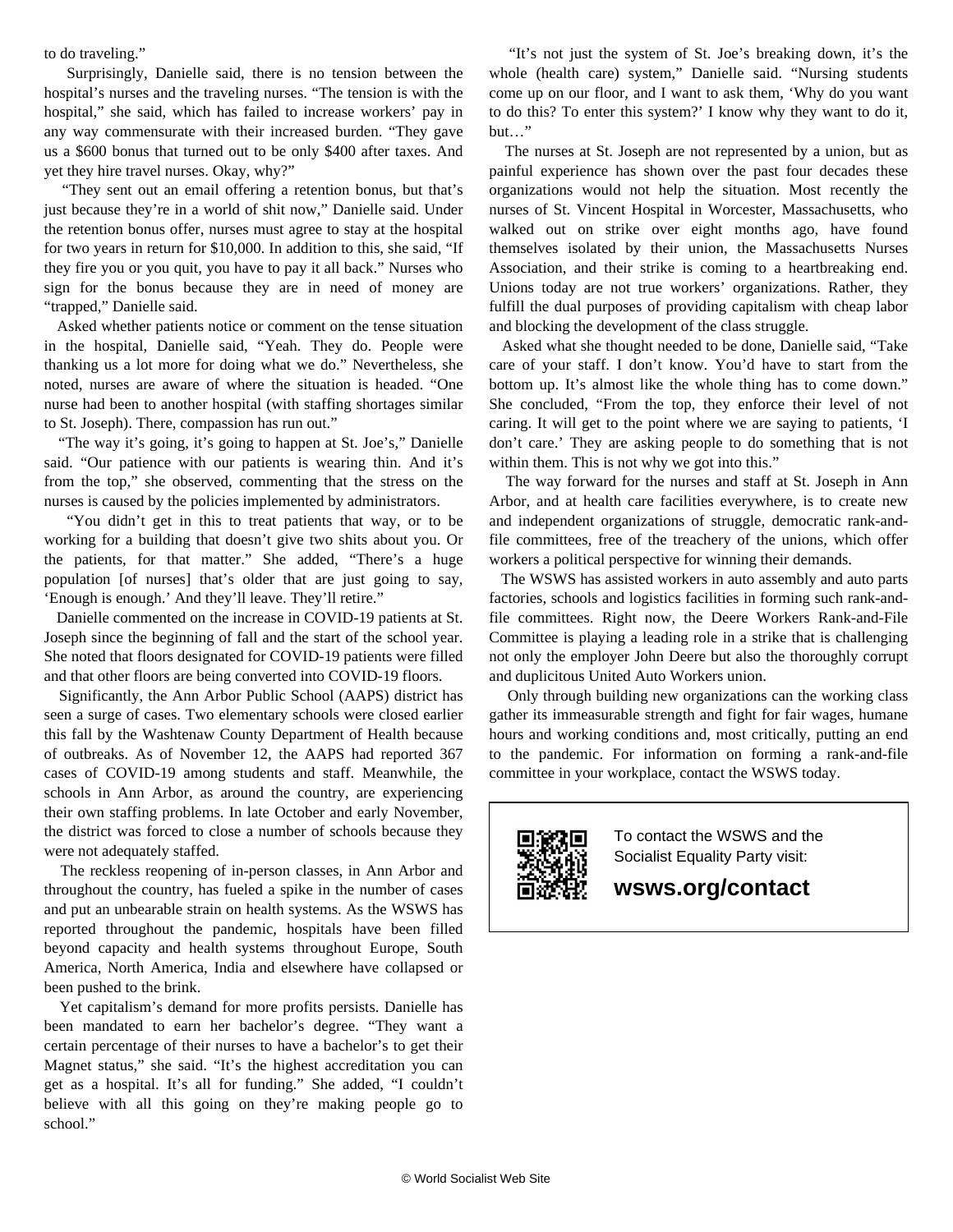to do traveling."

Surprisingly, Danielle said, there is no tension between the hospital's nurses and the traveling nurses. "The tension is with the hospital," she said, which has failed to increase workers' pay in any way commensurate with their increased burden. "They gave us a $600 bonus that turned out to be only $400 after taxes. And yet they hire travel nurses. Okay, why?"

"They sent out an email offering a retention bonus, but that's just because they're in a world of shit now," Danielle said. Under the retention bonus offer, nurses must agree to stay at the hospital for two years in return for $10,000. In addition to this, she said, "If they fire you or you quit, you have to pay it all back." Nurses who sign for the bonus because they are in need of money are "trapped," Danielle said.

Asked whether patients notice or comment on the tense situation in the hospital, Danielle said, "Yeah. They do. People were thanking us a lot more for doing what we do." Nevertheless, she noted, nurses are aware of where the situation is headed. "One nurse had been to another hospital (with staffing shortages similar to St. Joseph). There, compassion has run out."

"The way it's going, it's going to happen at St. Joe's," Danielle said. "Our patience with our patients is wearing thin. And it's from the top," she observed, commenting that the stress on the nurses is caused by the policies implemented by administrators.

"You didn't get in this to treat patients that way, or to be working for a building that doesn't give two shits about you. Or the patients, for that matter." She added, "There's a huge population [of nurses] that's older that are just going to say, 'Enough is enough.' And they'll leave. They'll retire."

Danielle commented on the increase in COVID-19 patients at St. Joseph since the beginning of fall and the start of the school year. She noted that floors designated for COVID-19 patients were filled and that other floors are being converted into COVID-19 floors.

Significantly, the Ann Arbor Public School (AAPS) district has seen a surge of cases. Two elementary schools were closed earlier this fall by the Washtenaw County Department of Health because of outbreaks. As of November 12, the AAPS had reported 367 cases of COVID-19 among students and staff. Meanwhile, the schools in Ann Arbor, as around the country, are experiencing their own staffing problems. In late October and early November, the district was forced to close a number of schools because they were not adequately staffed.

The reckless reopening of in-person classes, in Ann Arbor and throughout the country, has fueled a spike in the number of cases and put an unbearable strain on health systems. As the WSWS has reported throughout the pandemic, hospitals have been filled beyond capacity and health systems throughout Europe, South America, North America, India and elsewhere have collapsed or been pushed to the brink.

Yet capitalism's demand for more profits persists. Danielle has been mandated to earn her bachelor's degree. "They want a certain percentage of their nurses to have a bachelor's to get their Magnet status," she said. "It's the highest accreditation you can get as a hospital. It's all for funding." She added, "I couldn't believe with all this going on they're making people go to school."

"It's not just the system of St. Joe's breaking down, it's the whole (health care) system," Danielle said. "Nursing students come up on our floor, and I want to ask them, 'Why do you want to do this? To enter this system?' I know why they want to do it, but…"

The nurses at St. Joseph are not represented by a union, but as painful experience has shown over the past four decades these organizations would not help the situation. Most recently the nurses of St. Vincent Hospital in Worcester, Massachusetts, who walked out on strike over eight months ago, have found themselves isolated by their union, the Massachusetts Nurses Association, and their strike is coming to a heartbreaking end. Unions today are not true workers' organizations. Rather, they fulfill the dual purposes of providing capitalism with cheap labor and blocking the development of the class struggle.

Asked what she thought needed to be done, Danielle said, "Take care of your staff. I don't know. You'd have to start from the bottom up. It's almost like the whole thing has to come down." She concluded, "From the top, they enforce their level of not caring. It will get to the point where we are saying to patients, 'I don't care.' They are asking people to do something that is not within them. This is not why we got into this."

The way forward for the nurses and staff at St. Joseph in Ann Arbor, and at health care facilities everywhere, is to create new and independent organizations of struggle, democratic rank-and-file committees, free of the treachery of the unions, which offer workers a political perspective for winning their demands.

The WSWS has assisted workers in auto assembly and auto parts factories, schools and logistics facilities in forming such rank-and-file committees. Right now, the Deere Workers Rank-and-File Committee is playing a leading role in a strike that is challenging not only the employer John Deere but also the thoroughly corrupt and duplicitous United Auto Workers union.

Only through building new organizations can the working class gather its immeasurable strength and fight for fair wages, humane hours and working conditions and, most critically, putting an end to the pandemic. For information on forming a rank-and-file committee in your workplace, contact the WSWS today.

To contact the WSWS and the Socialist Equality Party visit:

**wsws.org/contact**